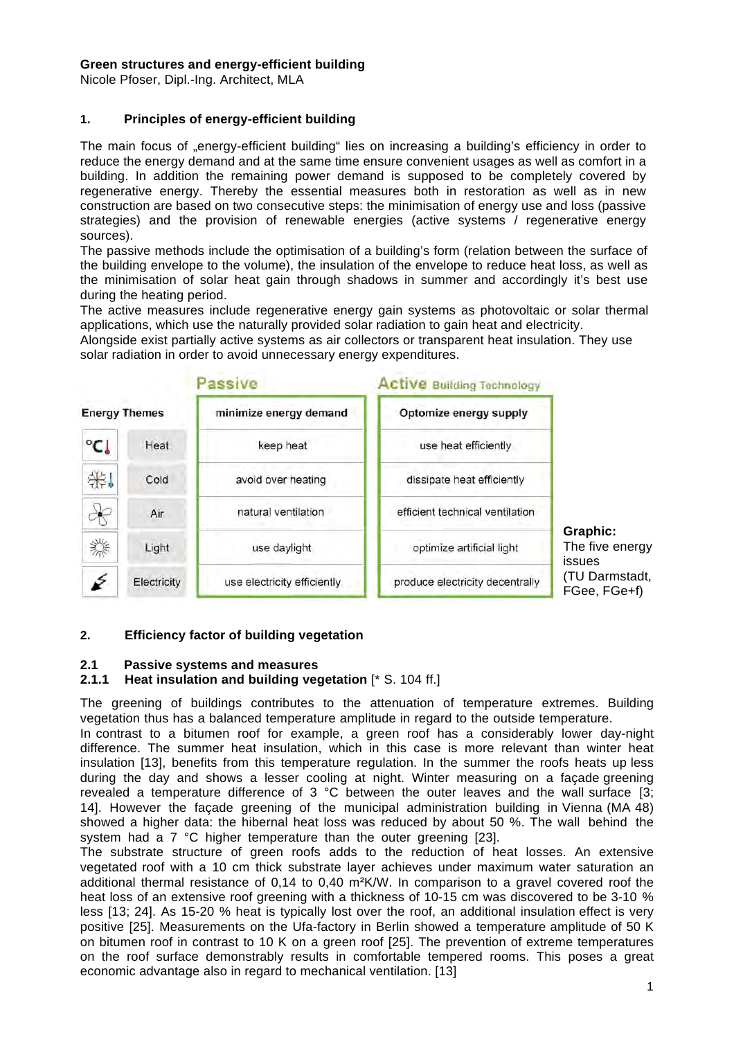**Green structures and energy-efficient building**
Nicole Pfoser, Dipl.-Ing. Architect, MLA

## 1. Principles of energy-efficient building

The main focus of „energy-efficient building“ lies on increasing a building's efficiency in order to reduce the energy demand and at the same time ensure convenient usages as well as comfort in a building. In addition the remaining power demand is supposed to be completely covered by regenerative energy. Thereby the essential measures both in restoration as well as in new construction are based on two consecutive steps: the minimisation of energy use and loss (passive strategies) and the provision of renewable energies (active systems / regenerative energy sources).
The passive methods include the optimisation of a building's form (relation between the surface of the building envelope to the volume), the insulation of the envelope to reduce heat loss, as well as the minimisation of solar heat gain through shadows in summer and accordingly it's best use during the heating period.
The active measures include regenerative energy gain systems as photovoltaic or solar thermal applications, which use the naturally provided solar radiation to gain heat and electricity.
Alongside exist partially active systems as air collectors or transparent heat insulation. They use solar radiation in order to avoid unnecessary energy expenditures.

| | Passive | Active Building Technology |
|---|---|---|
| **Energy Themes** | minimize energy demand | Optomize energy supply |
| Heat | keep heat | use heat efficiently |
| Cold | avoid over heating | dissipate heat efficiently |
| Air | natural ventilation | efficient technical ventilation |
| Light | use daylight | optimize artificial light |
| Electricity | use electricity efficiently | produce electricity decentrally |

**Graphic:** The five energy issues (TU Darmstadt, FGee, FGe+f)

## 2. Efficiency factor of building vegetation

### 2.1 Passive systems and measures

#### 2.1.1 Heat insulation and building vegetation [* S. 104 ff.]

The greening of buildings contributes to the attenuation of temperature extremes. Building vegetation thus has a balanced temperature amplitude in regard to the outside temperature.
In contrast to a bitumen roof for example, a green roof has a considerably lower day-night difference. The summer heat insulation, which in this case is more relevant than winter heat insulation [13], benefits from this temperature regulation. In the summer the roofs heats up less during the day and shows a lesser cooling at night. Winter measuring on a façade greening revealed a temperature difference of 3 °C between the outer leaves and the wall surface [3; 14]. However the façade greening of the municipal administration building in Vienna (MA 48) showed a higher data: the hibernal heat loss was reduced by about 50 %. The wall behind the system had a 7 °C higher temperature than the outer greening [23].
The substrate structure of green roofs adds to the reduction of heat losses. An extensive vegetated roof with a 10 cm thick substrate layer achieves under maximum water saturation an additional thermal resistance of 0,14 to 0,40 m²K/W. In comparison to a gravel covered roof the heat loss of an extensive roof greening with a thickness of 10-15 cm was discovered to be 3-10 % less [13; 24]. As 15-20 % heat is typically lost over the roof, an additional insulation effect is very positive [25]. Measurements on the Ufa-factory in Berlin showed a temperature amplitude of 50 K on bitumen roof in contrast to 10 K on a green roof [25]. The prevention of extreme temperatures on the roof surface demonstrably results in comfortable tempered rooms. This poses a great economic advantage also in regard to mechanical ventilation. [13]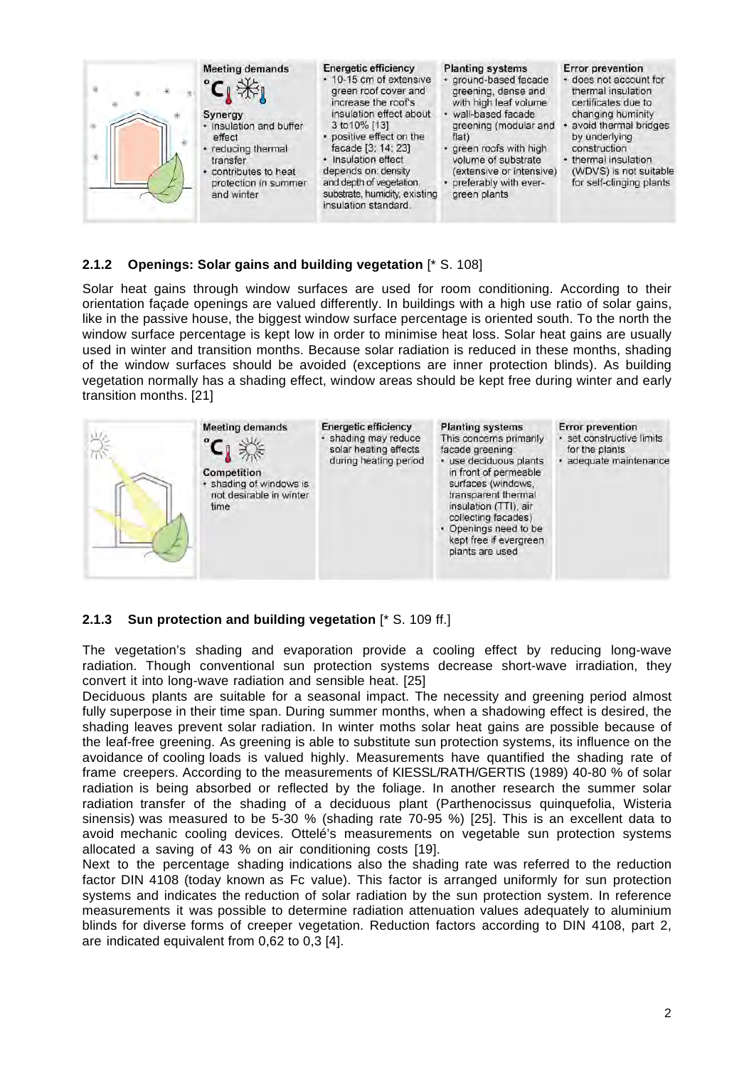| | Meeting demands | Energetic efficiency | Planting systems | Error prevention |
|---|---|---|---|---|
| | °C 🌡 ❄<br><br>**Synergy**<br>• insulation and buffer effect<br>• reducing thermal transfer<br>• contributes to heat protection in summer and winter | • 10-15 cm of extensive green roof cover and increase the roof's insulation effect about 3 to10% [13]<br>• positive effect on the facade [3; 14; 23]<br>• Insulation effect depends on: density and depth of vegetation, substrate, humidity, existing insulation standard. | • ground-based facade greening, dense and with high leaf volume<br>• wall-based facade greening (modular and flat)<br>• green roofs with high volume of substrate (extensive or intensive)<br>• preferably with ever-green plants | • does not account for thermal insulation certificates due to changing humidity<br>• avoid thermal bridges by underlying construction<br>• thermal insulation (WDVS) is not suitable for self-clinging plants |

### 2.1.2 Openings: Solar gains and building vegetation [* S. 108]

Solar heat gains through window surfaces are used for room conditioning. According to their orientation façade openings are valued differently. In buildings with a high use ratio of solar gains, like in the passive house, the biggest window surface percentage is oriented south. To the north the window surface percentage is kept low in order to minimise heat loss. Solar heat gains are usually used in winter and transition months. Because solar radiation is reduced in these months, shading of the window surfaces should be avoided (exceptions are inner protection blinds). As building vegetation normally has a shading effect, window areas should be kept free during winter and early transition months. [21]

| | Meeting demands | Energetic efficiency | Planting systems | Error prevention |
|---|---|---|---|---|
| | °C 🌡 ☀<br><br>**Competition**<br>• shading of windows is not desirable in winter time | • shading may reduce solar heating effects during heating period | This concerns primarily facade greening:<br>• use deciduous plants in front of permeable surfaces (windows, transparent thermal insulation (TTI), air collecting facades)<br>• Openings need to be kept free if evergreen plants are used | • set constructive limits for the plants<br>• adequate maintenance |

### 2.1.3 Sun protection and building vegetation [* S. 109 ff.]

The vegetation's shading and evaporation provide a cooling effect by reducing long-wave radiation. Though conventional sun protection systems decrease short-wave irradiation, they convert it into long-wave radiation and sensible heat. [25]

Deciduous plants are suitable for a seasonal impact. The necessity and greening period almost fully superpose in their time span. During summer months, when a shadowing effect is desired, the shading leaves prevent solar radiation. In winter moths solar heat gains are possible because of the leaf-free greening. As greening is able to substitute sun protection systems, its influence on the avoidance of cooling loads is valued highly. Measurements have quantified the shading rate of frame creepers. According to the measurements of KIESSL/RATH/GERTIS (1989) 40-80 % of solar radiation is being absorbed or reflected by the foliage. In another research the summer solar radiation transfer of the shading of a deciduous plant (Parthenocissus quinquefolia, Wisteria sinensis) was measured to be 5-30 % (shading rate 70-95 %) [25]. This is an excellent data to avoid mechanic cooling devices. Ottelé's measurements on vegetable sun protection systems allocated a saving of 43 % on air conditioning costs [19].

Next to the percentage shading indications also the shading rate was referred to the reduction factor DIN 4108 (today known as Fc value). This factor is arranged uniformly for sun protection systems and indicates the reduction of solar radiation by the sun protection system. In reference measurements it was possible to determine radiation attenuation values adequately to aluminium blinds for diverse forms of creeper vegetation. Reduction factors according to DIN 4108, part 2, are indicated equivalent from 0,62 to 0,3 [4].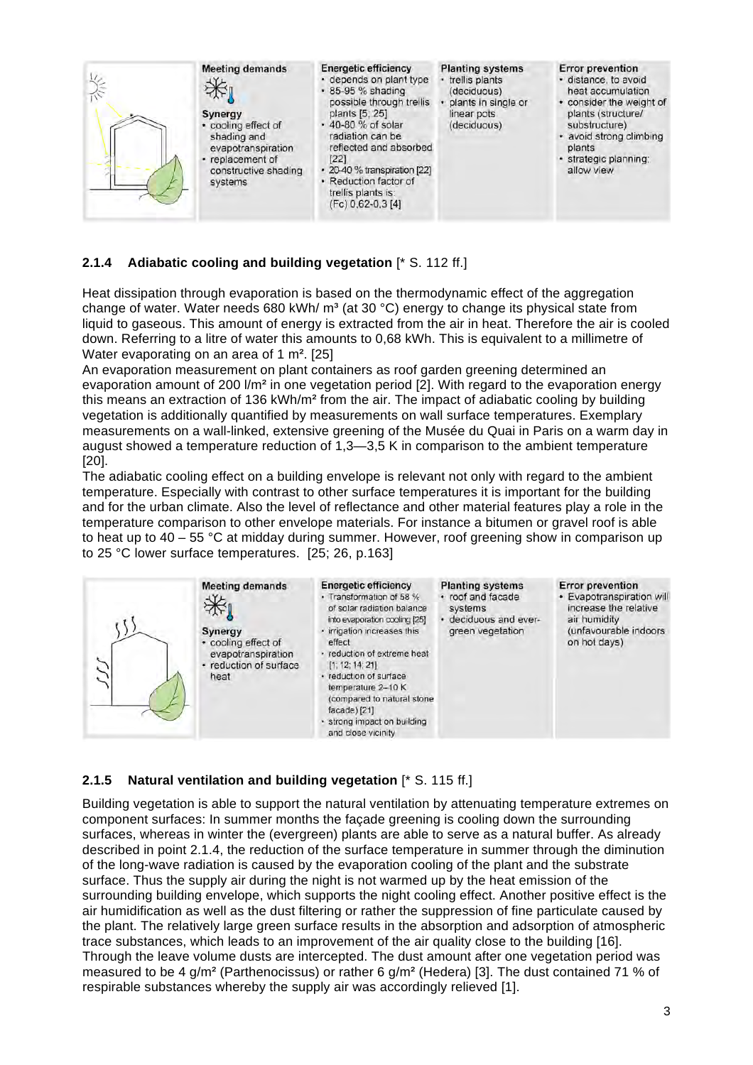| | Meeting demands | Energetic efficiency | Planting systems | Error prevention |
|---|---|---|---|---|
| | **Synergy**<br>• cooling effect of shading and evapotranspiration<br>• replacement of constructive shading systems | • depends on plant type<br>• 85-95 % shading possible through trellis plants [5; 25]<br>• 40-80 % of solar radiation can be reflected and absorbed [22]<br>• 20-40 % transpiration [22]<br>• Reduction factor of trellis plants is: (Fc) 0,62-0,3 [4] | • trellis plants (deciduous)<br>• plants in single or linear pots (deciduous) | • distance, to avoid heat accumulation<br>• consider the weight of plants (structure/ substructure)<br>• avoid strong climbing plants<br>• strategic planning: allow view |

### 2.1.4 Adiabatic cooling and building vegetation [* S. 112 ff.]

Heat dissipation through evaporation is based on the thermodynamic effect of the aggregation change of water. Water needs 680 kWh/ m³ (at 30 °C) energy to change its physical state from liquid to gaseous. This amount of energy is extracted from the air in heat. Therefore the air is cooled down. Referring to a litre of water this amounts to 0,68 kWh. This is equivalent to a millimetre of Water evaporating on an area of 1 m². [25]

An evaporation measurement on plant containers as roof garden greening determined an evaporation amount of 200 l/m² in one vegetation period [2]. With regard to the evaporation energy this means an extraction of 136 kWh/m² from the air. The impact of adiabatic cooling by building vegetation is additionally quantified by measurements on wall surface temperatures. Exemplary measurements on a wall-linked, extensive greening of the Musée du Quai in Paris on a warm day in august showed a temperature reduction of 1,3—3,5 K in comparison to the ambient temperature [20].

The adiabatic cooling effect on a building envelope is relevant not only with regard to the ambient temperature. Especially with contrast to other surface temperatures it is important for the building and for the urban climate. Also the level of reflectance and other material features play a role in the temperature comparison to other envelope materials. For instance a bitumen or gravel roof is able to heat up to 40 – 55 °C at midday during summer. However, roof greening show in comparison up to 25 °C lower surface temperatures. [25; 26, p.163]

| | Meeting demands | Energetic efficiency | Planting systems | Error prevention |
|---|---|---|---|---|
| | **Synergy**<br>• cooling effect of evapotranspiration<br>• reduction of surface heat | • Transformation of 58 % of solar radiation balance into evaporation cooling [25]<br>• irrigation increases this effect<br>• reduction of extreme heat [1; 12; 14; 21]<br>• reduction of surface temperature 2–10 K (compared to natural stone facade) [21]<br>• strong impact on building and close vicinity | • roof and facade systems<br>• deciduous and ever-green vegetation | • Evapotranspiration will increase the relative air humidity (unfavourable indoors on hot days) |

### 2.1.5 Natural ventilation and building vegetation [* S. 115 ff.]

Building vegetation is able to support the natural ventilation by attenuating temperature extremes on component surfaces: In summer months the façade greening is cooling down the surrounding surfaces, whereas in winter the (evergreen) plants are able to serve as a natural buffer. As already described in point 2.1.4, the reduction of the surface temperature in summer through the diminution of the long-wave radiation is caused by the evaporation cooling of the plant and the substrate surface. Thus the supply air during the night is not warmed up by the heat emission of the surrounding building envelope, which supports the night cooling effect. Another positive effect is the air humidification as well as the dust filtering or rather the suppression of fine particulate caused by the plant. The relatively large green surface results in the absorption and adsorption of atmospheric trace substances, which leads to an improvement of the air quality close to the building [16]. Through the leave volume dusts are intercepted. The dust amount after one vegetation period was measured to be 4 g/m² (Parthenocissus) or rather 6 g/m² (Hedera) [3]. The dust contained 71 % of respirable substances whereby the supply air was accordingly relieved [1].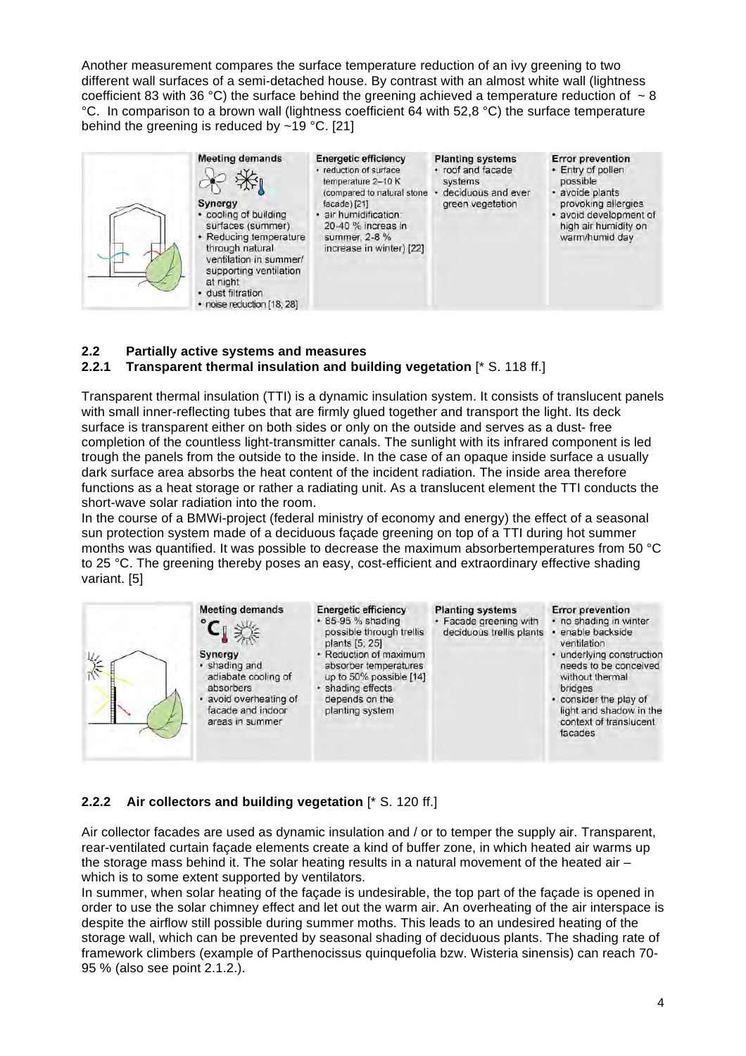Another measurement compares the surface temperature reduction of an ivy greening to two different wall surfaces of a semi-detached house. By contrast with an almost white wall (lightness coefficient 83 with 36 °C) the surface behind the greening achieved a temperature reduction of ~ 8 °C. In comparison to a brown wall (lightness coefficient 64 with 52,8 °C) the surface temperature behind the greening is reduced by ~19 °C. [21]

| Meeting demands | Energetic efficiency | Planting systems | Error prevention |
|---|---|---|---|
| **Synergy**<br>• cooling of building surfaces (summer)<br>• Reducing temperature through natural ventilation in summer/ supporting ventilation at night<br>• dust filtration<br>• noise reduction [18; 28] | • reduction of surface temperature 2–10 K (compared to natural stone facade) [21]<br>• air humidification: 20-40 % increas in summer, 2-8 % increase in winter) [22] | • roof and facade systems<br>• deciduous and ever green vegetation | • Entry of pollen possible<br>• avoide plants provoking allergies<br>• avoid development of high air humidity on warm/humid day |

## 2.2 Partially active systems and measures

### 2.2.1 Transparent thermal insulation and building vegetation [* S. 118 ff.]

Transparent thermal insulation (TTI) is a dynamic insulation system. It consists of translucent panels with small inner-reflecting tubes that are firmly glued together and transport the light. Its deck surface is transparent either on both sides or only on the outside and serves as a dust- free completion of the countless light-transmitter canals. The sunlight with its infrared component is led trough the panels from the outside to the inside. In the case of an opaque inside surface a usually dark surface area absorbs the heat content of the incident radiation. The inside area therefore functions as a heat storage or rather a radiating unit. As a translucent element the TTI conducts the short-wave solar radiation into the room.

In the course of a BMWi-project (federal ministry of economy and energy) the effect of a seasonal sun protection system made of a deciduous façade greening on top of a TTI during hot summer months was quantified. It was possible to decrease the maximum absorbertemperatures from 50 °C to 25 °C. The greening thereby poses an easy, cost-efficient and extraordinary effective shading variant. [5]

| Meeting demands | Energetic efficiency | Planting systems | Error prevention |
|---|---|---|---|
| **Synergy**<br>• shading and adiabate cooling of absorbers<br>• avoid overheating of facade and indoor areas in summer | • 85-95 % shading possible through trellis plants [5; 25]<br>• Reduction of maximum absorber temperatures up to 50% possible [14]<br>• shading effects depends on the planting system | • Facade greening with deciduous trellis plants | • no shading in winter<br>• enable backside ventilation<br>• underlying construction needs to be conceived without thermal bridges<br>• consider the play of light and shadow in the context of translucent facades |

### 2.2.2 Air collectors and building vegetation [* S. 120 ff.]

Air collector facades are used as dynamic insulation and / or to temper the supply air. Transparent, rear-ventilated curtain façade elements create a kind of buffer zone, in which heated air warms up the storage mass behind it. The solar heating results in a natural movement of the heated air – which is to some extent supported by ventilators.

In summer, when solar heating of the façade is undesirable, the top part of the façade is opened in order to use the solar chimney effect and let out the warm air. An overheating of the air interspace is despite the airflow still possible during summer moths. This leads to an undesired heating of the storage wall, which can be prevented by seasonal shading of deciduous plants. The shading rate of framework climbers (example of Parthenocissus quinquefolia bzw. Wisteria sinensis) can reach 70-95 % (also see point 2.1.2.).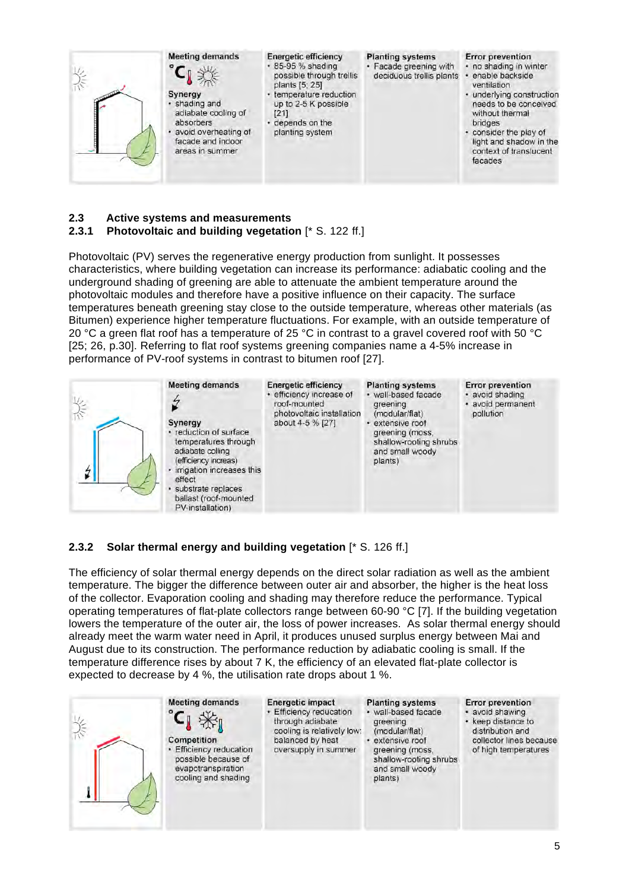| Meeting demands | Energetic efficiency | Planting systems | Error prevention |
| --- | --- | --- | --- |
| °C ☼<br>**Synergy**<br>• shading and adiabate cooling of absorbers<br>• avoid overheating of facade and indoor areas in summer | • 85-95 % shading possible through trellis plants [5; 25]<br>• temperature reduction up to 2-5 K possible [21]<br>• depends on the planting system | • Facade greening with deciduous trellis plants | • no shading in winter<br>• enable backside ventilation<br>• underlying construction needs to be conceived without thermal bridges<br>• consider the play of light and shadow in the context of translucent facades |

## 2.3 Active systems and measurements

### 2.3.1 Photovoltaic and building vegetation [* S. 122 ff.]

Photovoltaic (PV) serves the regenerative energy production from sunlight. It possesses characteristics, where building vegetation can increase its performance: adiabatic cooling and the underground shading of greening are able to attenuate the ambient temperature around the photovoltaic modules and therefore have a positive influence on their capacity. The surface temperatures beneath greening stay close to the outside temperature, whereas other materials (as Bitumen) experience higher temperature fluctuations. For example, with an outside temperature of 20 °C a green flat roof has a temperature of 25 °C in contrast to a gravel covered roof with 50 °C [25; 26, p.30]. Referring to flat roof systems greening companies name a 4-5% increase in performance of PV-roof systems in contrast to bitumen roof [27].

| Meeting demands | Energetic efficiency | Planting systems | Error prevention |
| --- | --- | --- | --- |
| ⚡<br>**Synergy**<br>• reduction of surface temperatures through adiabate colling (efficiency increas)<br>• irrigation increases this effect<br>• substrate replaces ballast (roof-mounted PV-installation) | • efficiency increase of roof-mounted photovoltaic installation about 4-5 % [27] | • wall-based facade greening (modular/flat)<br>• extensive roof greening (moss, shallow-rooting shrubs and small woody plants) | • avoid shading<br>• avoid permanent pollution |

### 2.3.2 Solar thermal energy and building vegetation [* S. 126 ff.]

The efficiency of solar thermal energy depends on the direct solar radiation as well as the ambient temperature. The bigger the difference between outer air and absorber, the higher is the heat loss of the collector. Evaporation cooling and shading may therefore reduce the performance. Typical operating temperatures of flat-plate collectors range between 60-90 °C [7]. If the building vegetation lowers the temperature of the outer air, the loss of power increases. As solar thermal energy should already meet the warm water need in April, it produces unused surplus energy between Mai and August due to its construction. The performance reduction by adiabatic cooling is small. If the temperature difference rises by about 7 K, the efficiency of an elevated flat-plate collector is expected to decrease by 4 %, the utilisation rate drops about 1 %.

| Meeting demands | Energetic impact | Planting systems | Error prevention |
| --- | --- | --- | --- |
| °C ❄<br>**Competition**<br>• Efficiency reducation possible because of evapotranspiration cooling and shading | • Efficiency reducation through adiabate cooling is relatively low: balanced by heat oversupply in summer | • wall-based facade greening (modular/flat)<br>• extensive roof greening (moss, shallow-rooting shrubs and small woody plants) | • avoid shawing<br>• keep distance to distribution and collector lines because of high temperatures |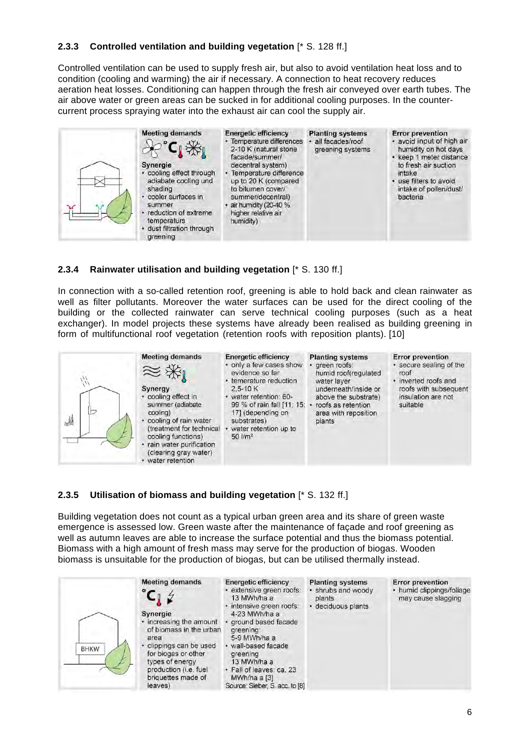### 2.3.3 Controlled ventilation and building vegetation [* S. 128 ff.]

Controlled ventilation can be used to supply fresh air, but also to avoid ventilation heat loss and to condition (cooling and warming) the air if necessary. A connection to heat recovery reduces aeration heat losses. Conditioning can happen through the fresh air conveyed over earth tubes. The air above water or green areas can be sucked in for additional cooling purposes. In the counter-current process spraying water into the exhaust air can cool the supply air.

| Meeting demands | Energetic efficiency | Planting systems | Error prevention |
|---|---|---|---|
| **Synergie**<br>• cooling effect through adiabate cooling und shading<br>• cooler surfaces in summer<br>• reduction of extreme temperatures<br>• dust filtration through greening | • Temperature differences 2-10 K (natural stone facade/summer/ decentral system)<br>• Temperature difference up to 20 K (compared to bitumen cover/ summer/decentral)<br>• air humidity (20-40 % higher relative air humidity) | • all facades/roof greening systems | • avoid input of high air humidity on hot days<br>• keep 1 meter distance to fresh air suction intake<br>• use filters to avoid intake of pollen/dust/ bacteria |

### 2.3.4 Rainwater utilisation and building vegetation [* S. 130 ff.]

In connection with a so-called retention roof, greening is able to hold back and clean rainwater as well as filter pollutants. Moreover the water surfaces can be used for the direct cooling of the building or the collected rainwater can serve technical cooling purposes (such as a heat exchanger). In model projects these systems have already been realised as building greening in form of multifunctional roof vegetation (retention roofs with reposition plants). [10]

| Meeting demands | Energetic efficiency | Planting systems | Error prevention |
|---|---|---|---|
| **Synergy**<br>• cooling effect in summer (adiabate cooling)<br>• cooling of rain water (treatment for technical cooling functions)<br>• rain water purification (clearing gray water)<br>• water retention | • only a few cases show evidence so far<br>• temerature reduction 2,5-10 K<br>• water retention: 60-99 % of rain fall [11; 15; 17] (depending on substrates)<br>• water retention up to 50 l/m² | • green roofs: humid roof(regulated water layer underneath/inside or above the substrate)<br>• roofs as retention area with reposition plants | • secure sealing of the roof<br>• inverted roofs and roofs with subsequent insulation are not suitable |

### 2.3.5 Utilisation of biomass and building vegetation [* S. 132 ff.]

Building vegetation does not count as a typical urban green area and its share of green waste emergence is assessed low. Green waste after the maintenance of façade and roof greening as well as autumn leaves are able to increase the surface potential and thus the biomass potential. Biomass with a high amount of fresh mass may serve for the production of biogas. Wooden biomass is unsuitable for the production of biogas, but can be utilised thermally instead.

| Meeting demands | Energetic efficiency | Planting systems | Error prevention |
|---|---|---|---|
| **Synergie**<br>• increasing the amount of biomass in the urban area<br>• clippings can be used for biogas or other types of energy production (i.e. fuel briquettes made of leaves) | • extensive green roofs: 13 MWh/ha a<br>• intensive green roofs: 4-23 MWh/ha a<br>• ground based facade greening: 5-9 MWh/ha a<br>• wall-based facade greening 13 MWh/ha a<br>• Fall of leaves: ca. 23 MWh/ha a [3]<br>Source: Sieber, S. acc. to [8] | • shrubs and woody plants<br>• deciduous plants | • humid clippings/foliage may cause slagging |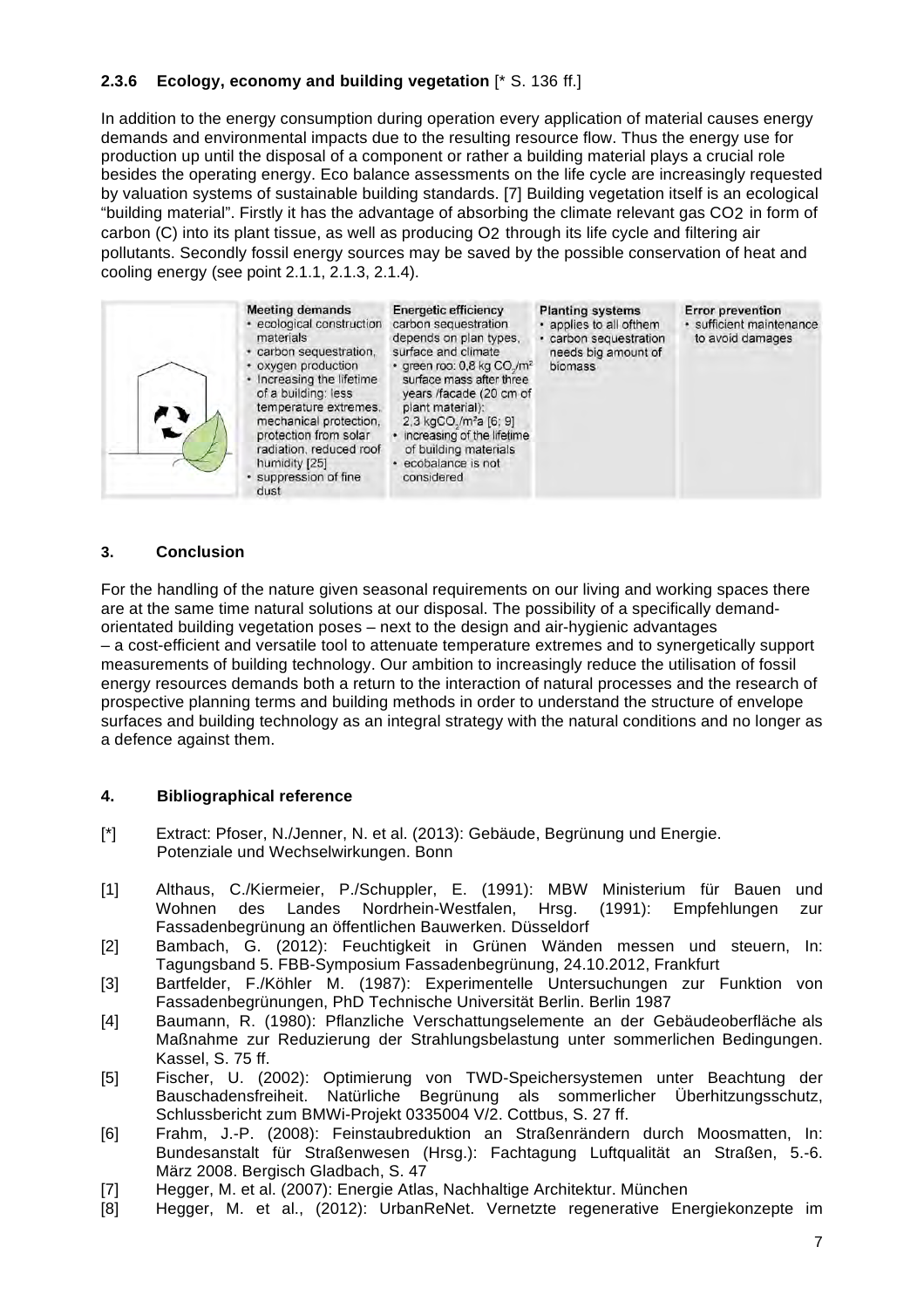### 2.3.6 Ecology, economy and building vegetation [* S. 136 ff.]

In addition to the energy consumption during operation every application of material causes energy demands and environmental impacts due to the resulting resource flow. Thus the energy use for production up until the disposal of a component or rather a building material plays a crucial role besides the operating energy. Eco balance assessments on the life cycle are increasingly requested by valuation systems of sustainable building standards. [7] Building vegetation itself is an ecological "building material". Firstly it has the advantage of absorbing the climate relevant gas $CO_2$ in form of carbon (C) into its plant tissue, as well as producing $O_2$ through its life cycle and filtering air pollutants. Secondly fossil energy sources may be saved by the possible conservation of heat and cooling energy (see point 2.1.1, 2.1.3, 2.1.4).

| Meeting demands | Energetic efficiency | Planting systems | Error prevention |
|---|---|---|---|
| • ecological construction materials<br>• carbon sequestration,<br>• oxygen production<br>• Increasing the lifetime of a building: less temperature extremes, mechanical protection, protection from solar radiation, reduced roof humidity [25]<br>• suppression of fine dust | carbon sequestration depends on plan types, surface and climate<br>• green roo: 0,8 kg $CO_2$/m² surface mass after three years /facade (20 cm of plant material): 2,3 kg$CO_2$/m²a [6; 9]<br>• increasing of the lifetime of building materials<br>• ecobalance is not considered | • applies to all ofthem<br>• carbon sequestration needs big amount of biomass | • sufficient maintenance to avoid damages |

## 3. Conclusion

For the handling of the nature given seasonal requirements on our living and working spaces there are at the same time natural solutions at our disposal. The possibility of a specifically demand-orientated building vegetation poses – next to the design and air-hygienic advantages – a cost-efficient and versatile tool to attenuate temperature extremes and to synergetically support measurements of building technology. Our ambition to increasingly reduce the utilisation of fossil energy resources demands both a return to the interaction of natural processes and the research of prospective planning terms and building methods in order to understand the structure of envelope surfaces and building technology as an integral strategy with the natural conditions and no longer as a defence against them.

## 4. Bibliographical reference

[*] Extract: Pfoser, N./Jenner, N. et al. (2013): Gebäude, Begrünung und Energie. Potenziale und Wechselwirkungen. Bonn

[1] Althaus, C./Kiermeier, P./Schuppler, E. (1991): MBW Ministerium für Bauen und Wohnen des Landes Nordrhein-Westfalen, Hrsg. (1991): Empfehlungen zur Fassadenbegrünung an öffentlichen Bauwerken. Düsseldorf

[2] Bambach, G. (2012): Feuchtigkeit in Grünen Wänden messen und steuern, In: Tagungsband 5. FBB-Symposium Fassadenbegrünung, 24.10.2012, Frankfurt

[3] Bartfelder, F./Köhler M. (1987): Experimentelle Untersuchungen zur Funktion von Fassadenbegrünungen, PhD Technische Universität Berlin. Berlin 1987

[4] Baumann, R. (1980): Pflanzliche Verschattungselemente an der Gebäudeoberfläche als Maßnahme zur Reduzierung der Strahlungsbelastung unter sommerlichen Bedingungen. Kassel, S. 75 ff.

[5] Fischer, U. (2002): Optimierung von TWD-Speichersystemen unter Beachtung der Bauschadensfreiheit. Natürliche Begrünung als sommerlicher Überhitzungsschutz, Schlussbericht zum BMWi-Projekt 0335004 V/2. Cottbus, S. 27 ff.

[6] Frahm, J.-P. (2008): Feinstaubreduktion an Straßenrändern durch Moosmatten, In: Bundesanstalt für Straßenwesen (Hrsg.): Fachtagung Luftqualität an Straßen, 5.-6. März 2008. Bergisch Gladbach, S. 47

[7] Hegger, M. et al. (2007): Energie Atlas, Nachhaltige Architektur. München

[8] Hegger, M. et al., (2012): UrbanReNet. Vernetzte regenerative Energiekonzepte im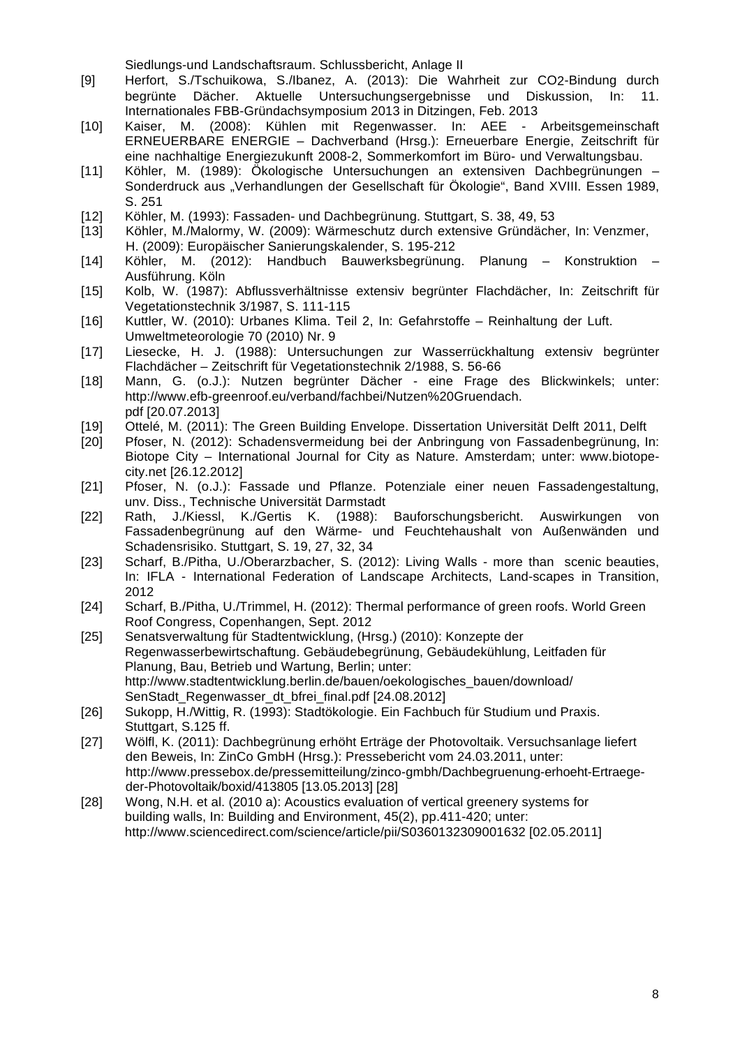Siedlungs-und Landschaftsraum. Schlussbericht, Anlage II

[9] Herfort, S./Tschuikowa, S./Ibanez, A. (2013): Die Wahrheit zur $CO_2$-Bindung durch begrünte Dächer. Aktuelle Untersuchungsergebnisse und Diskussion, In: 11. Internationales FBB-Gründachsymposium 2013 in Ditzingen, Feb. 2013

[10] Kaiser, M. (2008): Kühlen mit Regenwasser. In: AEE - Arbeitsgemeinschaft ERNEUERBARE ENERGIE – Dachverband (Hrsg.): Erneuerbare Energie, Zeitschrift für eine nachhaltige Energiezukunft 2008-2, Sommerkomfort im Büro- und Verwaltungsbau.

[11] Köhler, M. (1989): Ökologische Untersuchungen an extensiven Dachbegrünungen – Sonderdruck aus „Verhandlungen der Gesellschaft für Ökologie“, Band XVIII. Essen 1989, S. 251

[12] Köhler, M. (1993): Fassaden- und Dachbegrünung. Stuttgart, S. 38, 49, 53

[13] Köhler, M./Malormy, W. (2009): Wärmeschutz durch extensive Gründächer, In: Venzmer, H. (2009): Europäischer Sanierungskalender, S. 195-212

[14] Köhler, M. (2012): Handbuch Bauwerksbegrünung. Planung – Konstruktion – Ausführung. Köln

[15] Kolb, W. (1987): Abflussverhältnisse extensiv begrünter Flachdächer, In: Zeitschrift für Vegetationstechnik 3/1987, S. 111-115

[16] Kuttler, W. (2010): Urbanes Klima. Teil 2, In: Gefahrstoffe – Reinhaltung der Luft. Umweltmeteorologie 70 (2010) Nr. 9

[17] Liesecke, H. J. (1988): Untersuchungen zur Wasserrückhaltung extensiv begrünter Flachdächer – Zeitschrift für Vegetationstechnik 2/1988, S. 56-66

[18] Mann, G. (o.J.): Nutzen begrünter Dächer - eine Frage des Blickwinkels; unter: http://www.efb-greenroof.eu/verband/fachbei/Nutzen%20Gruendach.pdf [20.07.2013]

[19] Ottelé, M. (2011): The Green Building Envelope. Dissertation Universität Delft 2011, Delft

[20] Pfoser, N. (2012): Schadensvermeidung bei der Anbringung von Fassadenbegrünung, In: Biotope City – International Journal for City as Nature. Amsterdam; unter: www.biotope-city.net [26.12.2012]

[21] Pfoser, N. (o.J.): Fassade und Pflanze. Potenziale einer neuen Fassadengestaltung, unv. Diss., Technische Universität Darmstadt

[22] Rath, J./Kiessl, K./Gertis K. (1988): Bauforschungsbericht. Auswirkungen von Fassadenbegrünung auf den Wärme- und Feuchtehaushalt von Außenwänden und Schadensrisiko. Stuttgart, S. 19, 27, 32, 34

[23] Scharf, B./Pitha, U./Oberarzbacher, S. (2012): Living Walls - more than scenic beauties, In: IFLA - International Federation of Landscape Architects, Land-scapes in Transition, 2012

[24] Scharf, B./Pitha, U./Trimmel, H. (2012): Thermal performance of green roofs. World Green Roof Congress, Copenhagen, Sept. 2012

[25] Senatsverwaltung für Stadtentwicklung, (Hrsg.) (2010): Konzepte der Regenwasserbewirtschaftung. Gebäudebegrünung, Gebäudekühlung, Leitfaden für Planung, Bau, Betrieb und Wartung, Berlin; unter: http://www.stadtentwicklung.berlin.de/bauen/oekologisches_bauen/download/SenStadt_Regenwasser_dt_bfrei_final.pdf [24.08.2012]

[26] Sukopp, H./Wittig, R. (1993): Stadtökologie. Ein Fachbuch für Studium und Praxis. Stuttgart, S.125 ff.

[27] Wölfl, K. (2011): Dachbegrünung erhöht Erträge der Photovoltaik. Versuchsanlage liefert den Beweis, In: ZinCo GmbH (Hrsg.): Pressebericht vom 24.03.2011, unter: http://www.pressebox.de/pressemitteilung/zinco-gmbh/Dachbegruenung-erhoeht-Ertraege-der-Photovoltaik/boxid/413805 [13.05.2013] [28]

[28] Wong, N.H. et al. (2010 a): Acoustics evaluation of vertical greenery systems for building walls, In: Building and Environment, 45(2), pp.411-420; unter: http://www.sciencedirect.com/science/article/pii/S0360132309001632 [02.05.2011]